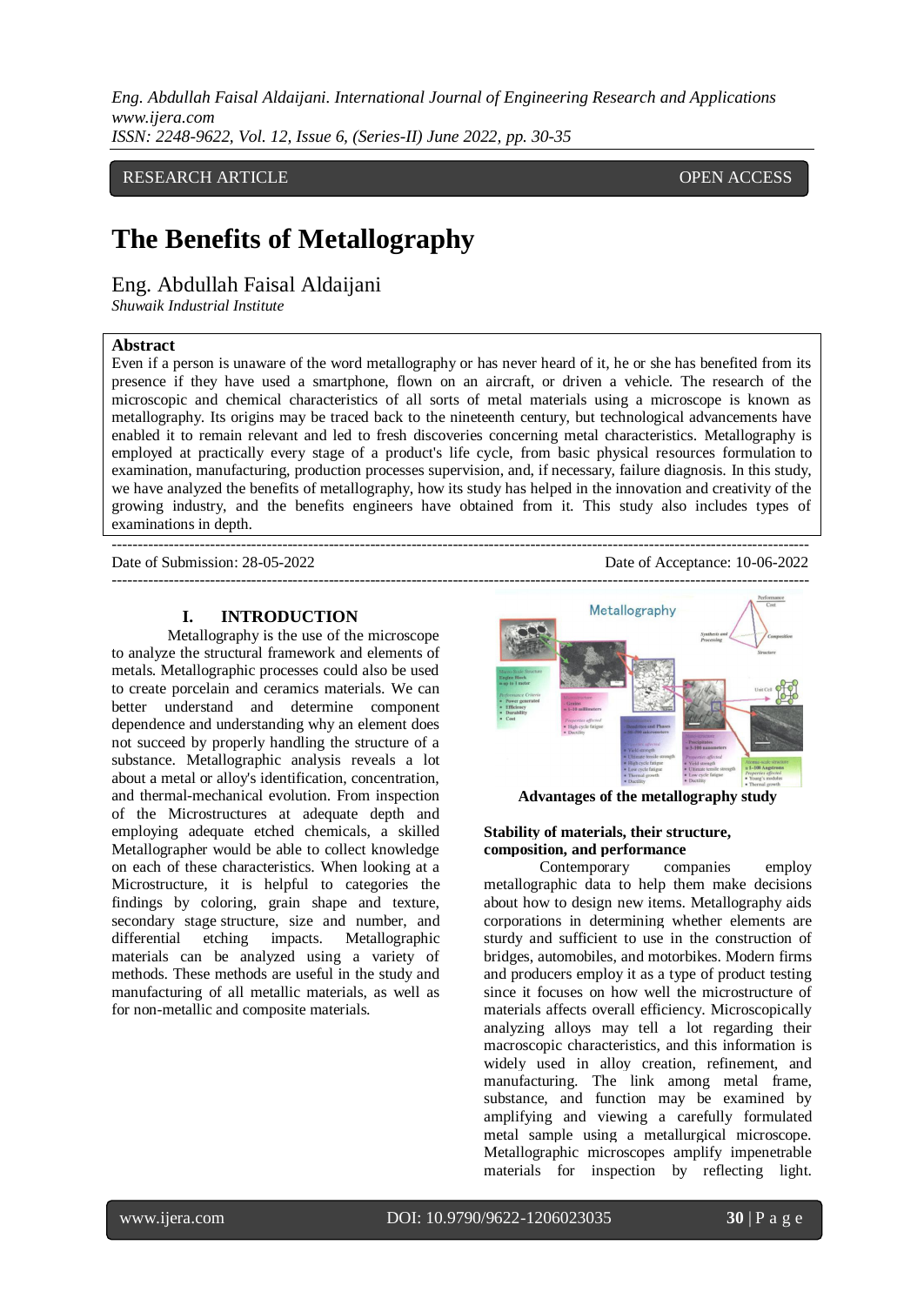RESEARCH ARTICLE OPEN ACCESS

# The Benefits of Metallography

Eng. Abdullah Faisal Aldaijani

*Shuwaik Industrial Institute*

## Abstract

Even if a person is unaware of the word metallography or has never heard of it, he or she has benefited from its presence if they have used a smartphone, flown on an aircraft, or driven a vehicle. The research of the microscopic and chemical characteristics of all sorts of metal materials using a microscope is known as metallography. Its origins may be traced back to the nineteenth century, but technological advancements have enabled it to remain relevant and led to fresh discoveries concerning metal characteristics. Metallography is employed at practically every stage of a product's life cycle, from basic physical resources formulation to examination, manufacturing, production processes supervision, and, if necessary, failure diagnosis. In this study, we have analyzed the benefits of metallography, how its study has helped in the innovation and creativity of the growing industry, and the benefits engineers have obtained from it. This study also includes types of examinations in depth.

---

Date of Submission: 28-05-2022 Date of Acceptance: 10-06-2022

---

## I. INTRODUCTION

Metallography is the use of the microscope to analyze the structural framework and elements of metals. Metallographic processes could also be used to create porcelain and ceramics materials. We can better understand and determine component dependence and understanding why an element does not succeed by properly handling the structure of a substance. Metallographic analysis reveals a lot about a metal or alloy's identification, concentration, and thermal-mechanical evolution. From inspection of the Microstructures at adequate depth and employing adequate etched chemicals, a skilled Metallographer would be able to collect knowledge on each of these characteristics. When looking at a Microstructure, it is helpful to categories the findings by coloring, grain shape and texture, secondary stage structure, size and number, and differential etching impacts. Metallographic materials can be analyzed using a variety of methods. These methods are useful in the study and manufacturing of all metallic materials, as well as for non-metallic and composite materials.

**Advantages of the metallography study**

### Stability of materials, their structure, composition, and performance

Contemporary companies employ metallographic data to help them make decisions about how to design new items. Metallography aids corporations in determining whether elements are sturdy and sufficient to use in the construction of bridges, automobiles, and motorbikes. Modern firms and producers employ it as a type of product testing since it focuses on how well the microstructure of materials affects overall efficiency. Microscopically analyzing alloys may tell a lot regarding their macroscopic characteristics, and this information is widely used in alloy creation, refinement, and manufacturing. The link among metal frame, substance, and function may be examined by amplifying and viewing a carefully formulated metal sample using a metallurgical microscope. Metallographic microscopes amplify impenetrable materials for inspection by reflecting light.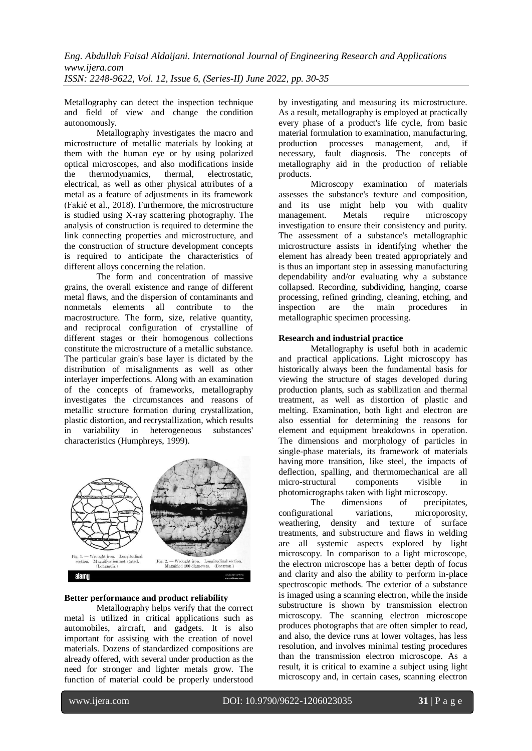Metallography can detect the inspection technique and field of view and change the condition autonomously.

Metallography investigates the macro and microstructure of metallic materials by looking at them with the human eye or by using polarized optical microscopes, and also modifications inside the thermodynamics, thermal, electrostatic, electrical, as well as other physical attributes of a metal as a feature of adjustments in its framework (Fakić et al., 2018). Furthermore, the microstructure is studied using X-ray scattering photography. The analysis of construction is required to determine the link connecting properties and microstructure, and the construction of structure development concepts is required to anticipate the characteristics of different alloys concerning the relation.

The form and concentration of massive grains, the overall existence and range of different metal flaws, and the dispersion of contaminants and nonmetals elements all contribute to the macrostructure. The form, size, relative quantity, and reciprocal configuration of crystalline of different stages or their homogenous collections constitute the microstructure of a metallic substance. The particular grain's base layer is dictated by the distribution of misalignments as well as other interlayer imperfections. Along with an examination of the concepts of frameworks, metallography investigates the circumstances and reasons of metallic structure formation during crystallization, plastic distortion, and recrystallization, which results in variability in heterogeneous substances' characteristics (Humphreys, 1999).

Fig. 1. — Wrought iron. Longitudinal section. Magnification not stated. (Longmuir.)

Fig. 2. — Wrought iron. Longitudinal section. Magnified 100 diameters. (Boynton.)

**Better performance and product reliability**

Metallography helps verify that the correct metal is utilized in critical applications such as automobiles, aircraft, and gadgets. It is also important for assisting with the creation of novel materials. Dozens of standardized compositions are already offered, with several under production as the need for stronger and lighter metals grow. The function of material could be properly understood by investigating and measuring its microstructure. As a result, metallography is employed at practically every phase of a product's life cycle, from basic material formulation to examination, manufacturing, production processes management, and, if necessary, fault diagnosis. The concepts of metallography aid in the production of reliable products.

Microscopy examination of materials assesses the substance's texture and composition, and its use might help you with quality management. Metals require microscopy investigation to ensure their consistency and purity. The assessment of a substance's metallographic microstructure assists in identifying whether the element has already been treated appropriately and is thus an important step in assessing manufacturing dependability and/or evaluating why a substance collapsed. Recording, subdividing, hanging, coarse processing, refined grinding, cleaning, etching, and inspection are the main procedures in metallographic specimen processing.

**Research and industrial practice**

Metallography is useful both in academic and practical applications. Light microscopy has historically always been the fundamental basis for viewing the structure of stages developed during production plants, such as stabilization and thermal treatment, as well as distortion of plastic and melting. Examination, both light and electron are also essential for determining the reasons for element and equipment breakdowns in operation. The dimensions and morphology of particles in single-phase materials, its framework of materials having more transition, like steel, the impacts of deflection, spalling, and thermomechanical are all micro-structural components visible in photomicrographs taken with light microscopy.

The dimensions of precipitates, configurational variations, microporosity, weathering, density and texture of surface treatments, and substructure and flaws in welding are all systemic aspects explored by light microscopy. In comparison to a light microscope, the electron microscope has a better depth of focus and clarity and also the ability to perform in-place spectroscopic methods. The exterior of a substance is imaged using a scanning electron, while the inside substructure is shown by transmission electron microscopy. The scanning electron microscope produces photographs that are often simpler to read, and also, the device runs at lower voltages, has less resolution, and involves minimal testing procedures than the transmission electron microscope. As a result, it is critical to examine a subject using light microscopy and, in certain cases, scanning electron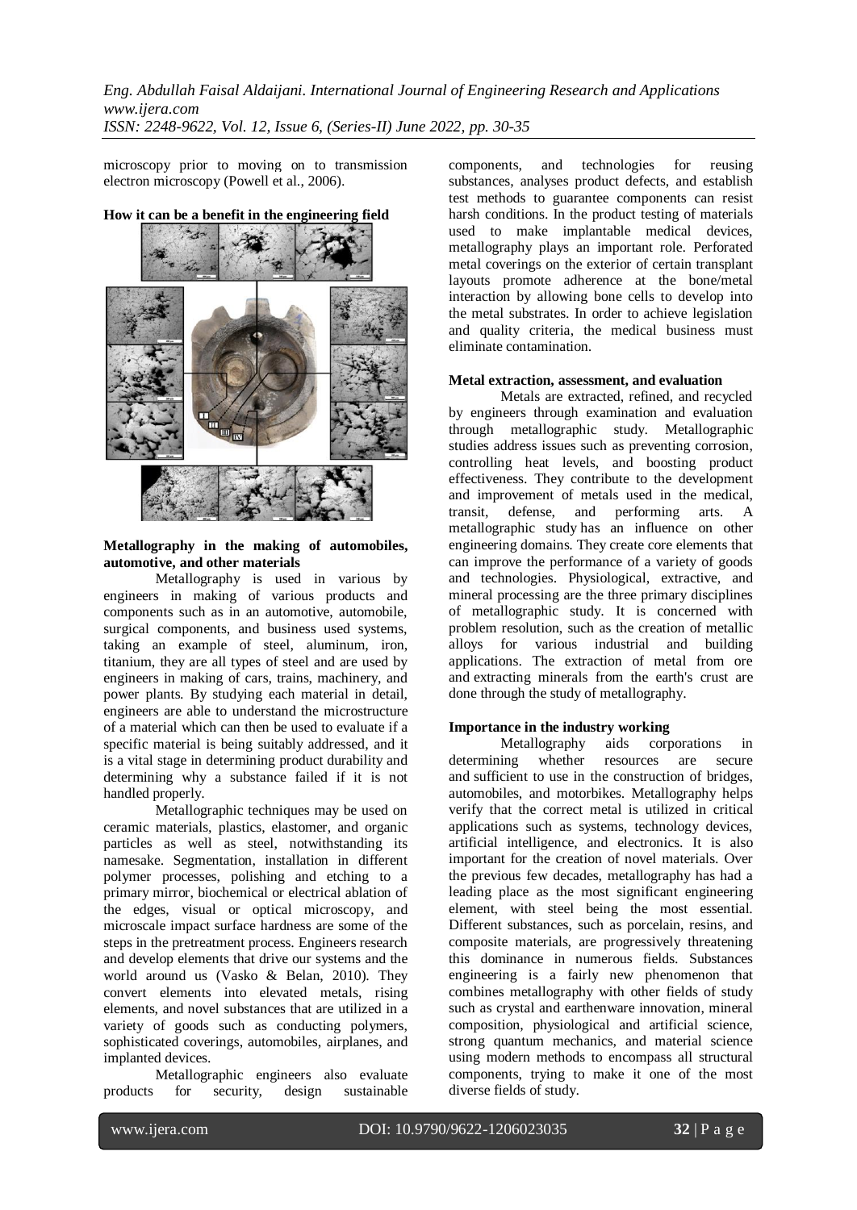microscopy prior to moving on to transmission electron microscopy (Powell et al., 2006).

**How it can be a benefit in the engineering field**

**Metallography in the making of automobiles, automotive, and other materials**

Metallography is used in various by engineers in making of various products and components such as in an automotive, automobile, surgical components, and business used systems, taking an example of steel, aluminum, iron, titanium, they are all types of steel and are used by engineers in making of cars, trains, machinery, and power plants. By studying each material in detail, engineers are able to understand the microstructure of a material which can then be used to evaluate if a specific material is being suitably addressed, and it is a vital stage in determining product durability and determining why a substance failed if it is not handled properly.

Metallographic techniques may be used on ceramic materials, plastics, elastomer, and organic particles as well as steel, notwithstanding its namesake. Segmentation, installation in different polymer processes, polishing and etching to a primary mirror, biochemical or electrical ablation of the edges, visual or optical microscopy, and microscale impact surface hardness are some of the steps in the pretreatment process. Engineers research and develop elements that drive our systems and the world around us (Vasko & Belan, 2010). They convert elements into elevated metals, rising elements, and novel substances that are utilized in a variety of goods such as conducting polymers, sophisticated coverings, automobiles, airplanes, and implanted devices.

Metallographic engineers also evaluate products for security, design sustainable components, and technologies for reusing substances, analyses product defects, and establish test methods to guarantee components can resist harsh conditions. In the product testing of materials used to make implantable medical devices, metallography plays an important role. Perforated metal coverings on the exterior of certain transplant layouts promote adherence at the bone/metal interaction by allowing bone cells to develop into the metal substrates. In order to achieve legislation and quality criteria, the medical business must eliminate contamination.

**Metal extraction, assessment, and evaluation**

Metals are extracted, refined, and recycled by engineers through examination and evaluation through metallographic study. Metallographic studies address issues such as preventing corrosion, controlling heat levels, and boosting product effectiveness. They contribute to the development and improvement of metals used in the medical, transit, defense, and performing arts. A metallographic study has an influence on other engineering domains. They create core elements that can improve the performance of a variety of goods and technologies. Physiological, extractive, and mineral processing are the three primary disciplines of metallographic study. It is concerned with problem resolution, such as the creation of metallic alloys for various industrial and building applications. The extraction of metal from ore and extracting minerals from the earth's crust are done through the study of metallography.

**Importance in the industry working**

Metallography aids corporations in determining whether resources are secure and sufficient to use in the construction of bridges, automobiles, and motorbikes. Metallography helps verify that the correct metal is utilized in critical applications such as systems, technology devices, artificial intelligence, and electronics. It is also important for the creation of novel materials. Over the previous few decades, metallography has had a leading place as the most significant engineering element, with steel being the most essential. Different substances, such as porcelain, resins, and composite materials, are progressively threatening this dominance in numerous fields. Substances engineering is a fairly new phenomenon that combines metallography with other fields of study such as crystal and earthenware innovation, mineral composition, physiological and artificial science, strong quantum mechanics, and material science using modern methods to encompass all structural components, trying to make it one of the most diverse fields of study.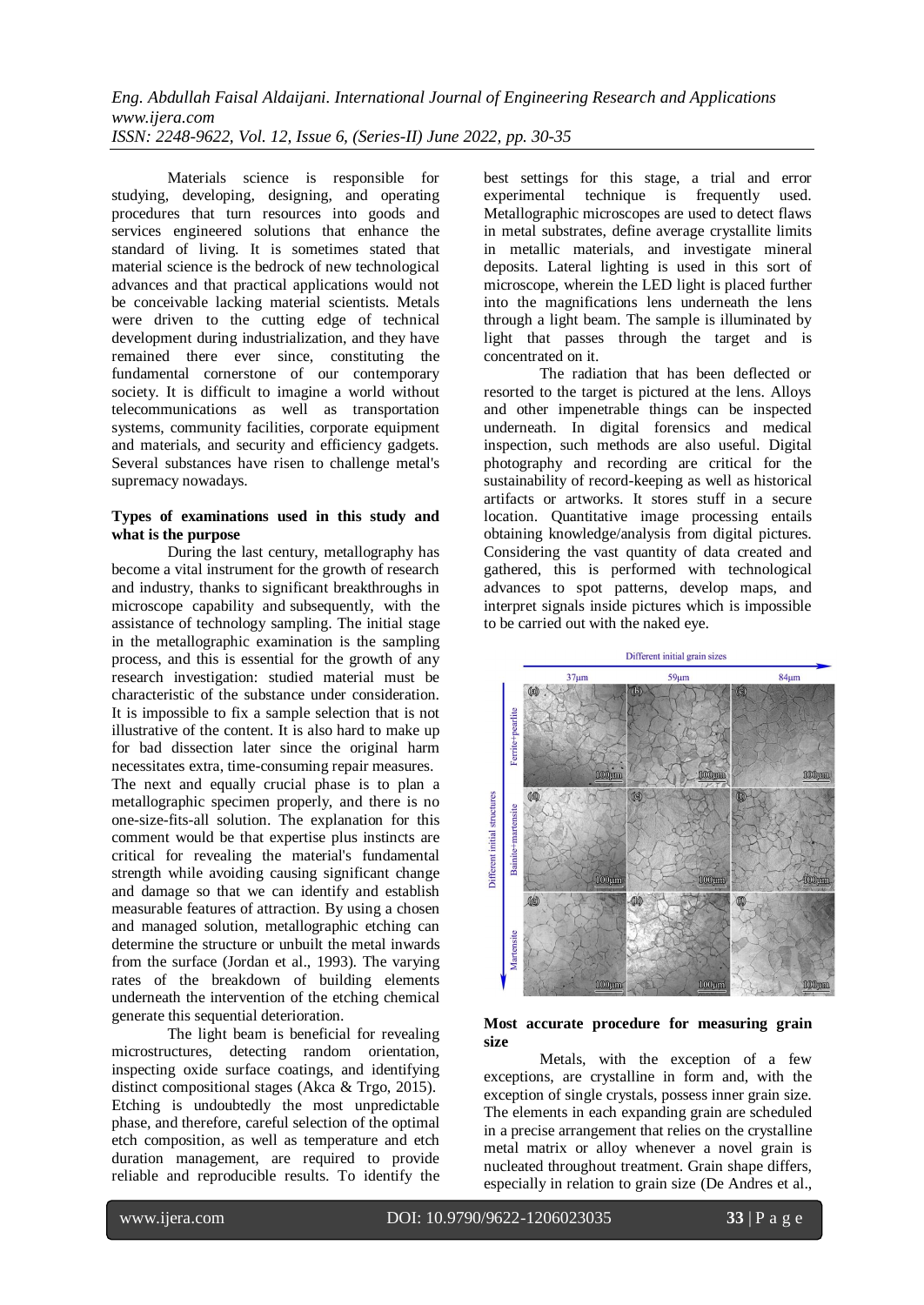Materials science is responsible for studying, developing, designing, and operating procedures that turn resources into goods and services engineered solutions that enhance the standard of living. It is sometimes stated that material science is the bedrock of new technological advances and that practical applications would not be conceivable lacking material scientists. Metals were driven to the cutting edge of technical development during industrialization, and they have remained there ever since, constituting the fundamental cornerstone of our contemporary society. It is difficult to imagine a world without telecommunications as well as transportation systems, community facilities, corporate equipment and materials, and security and efficiency gadgets. Several substances have risen to challenge metal's supremacy nowadays.

**Types of examinations used in this study and what is the purpose**

During the last century, metallography has become a vital instrument for the growth of research and industry, thanks to significant breakthroughs in microscope capability and subsequently, with the assistance of technology sampling. The initial stage in the metallographic examination is the sampling process, and this is essential for the growth of any research investigation: studied material must be characteristic of the substance under consideration. It is impossible to fix a sample selection that is not illustrative of the content. It is also hard to make up for bad dissection later since the original harm necessitates extra, time-consuming repair measures.

The next and equally crucial phase is to plan a metallographic specimen properly, and there is no one-size-fits-all solution. The explanation for this comment would be that expertise plus instincts are critical for revealing the material's fundamental strength while avoiding causing significant change and damage so that we can identify and establish measurable features of attraction. By using a chosen and managed solution, metallographic etching can determine the structure or unbuilt the metal inwards from the surface (Jordan et al., 1993). The varying rates of the breakdown of building elements underneath the intervention of the etching chemical generate this sequential deterioration.

The light beam is beneficial for revealing microstructures, detecting random orientation, inspecting oxide surface coatings, and identifying distinct compositional stages (Akca & Trgo, 2015). Etching is undoubtedly the most unpredictable phase, and therefore, careful selection of the optimal etch composition, as well as temperature and etch duration management, are required to provide reliable and reproducible results. To identify the best settings for this stage, a trial and error experimental technique is frequently used. Metallographic microscopes are used to detect flaws in metal substrates, define average crystallite limits in metallic materials, and investigate mineral deposits. Lateral lighting is used in this sort of microscope, wherein the LED light is placed further into the magnifications lens underneath the lens through a light beam. The sample is illuminated by light that passes through the target and is concentrated on it.

The radiation that has been deflected or resorted to the target is pictured at the lens. Alloys and other impenetrable things can be inspected underneath. In digital forensics and medical inspection, such methods are also useful. Digital photography and recording are critical for the sustainability of record-keeping as well as historical artifacts or artworks. It stores stuff in a secure location. Quantitative image processing entails obtaining knowledge/analysis from digital pictures. Considering the vast quantity of data created and gathered, this is performed with technological advances to spot patterns, develop maps, and interpret signals inside pictures which is impossible to be carried out with the naked eye.

**Most accurate procedure for measuring grain size**

Metals, with the exception of a few exceptions, are crystalline in form and, with the exception of single crystals, possess inner grain size. The elements in each expanding grain are scheduled in a precise arrangement that relies on the crystalline metal matrix or alloy whenever a novel grain is nucleated throughout treatment. Grain shape differs, especially in relation to grain size (De Andres et al.,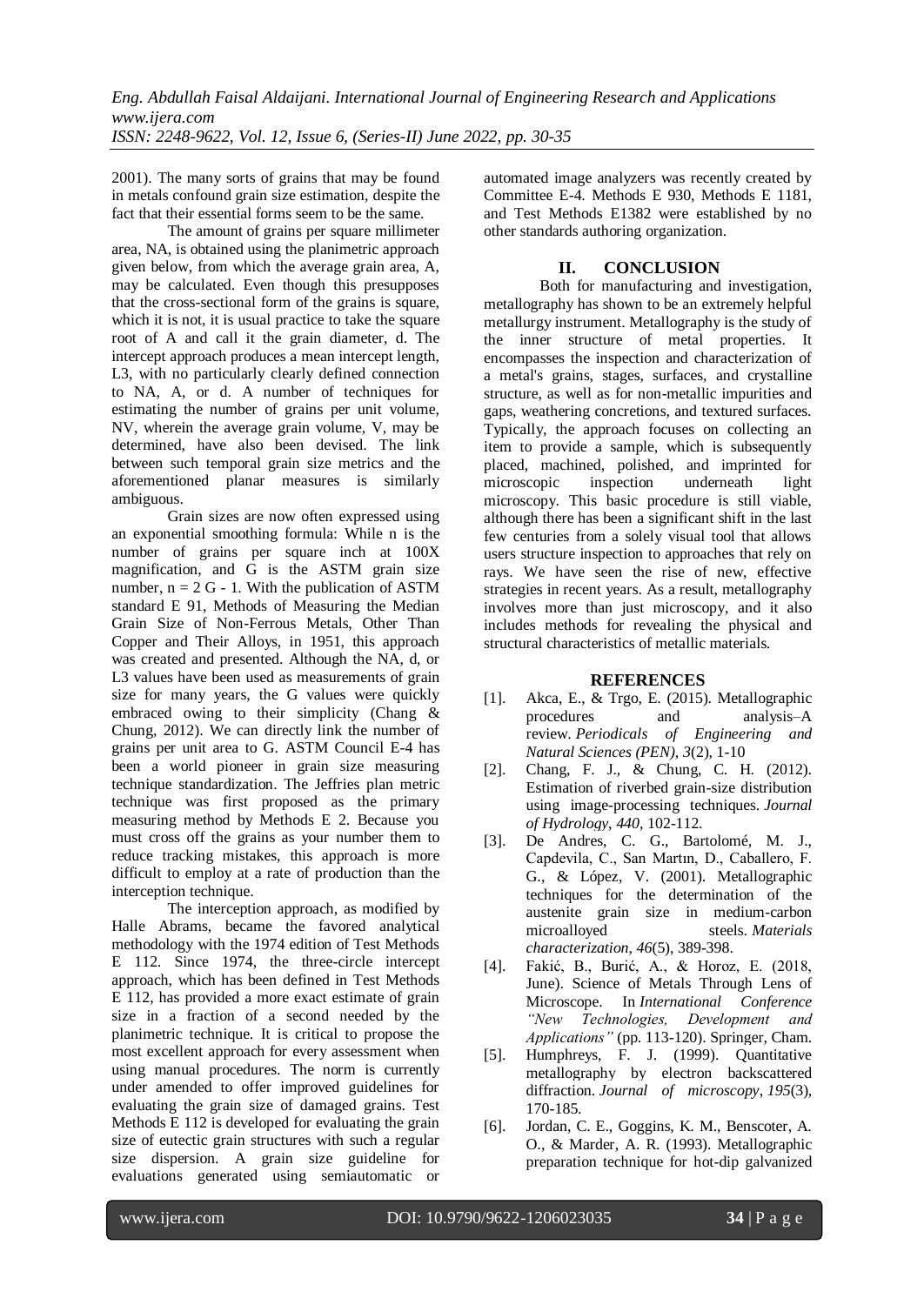2001). The many sorts of grains that may be found in metals confound grain size estimation, despite the fact that their essential forms seem to be the same.

The amount of grains per square millimeter area, NA, is obtained using the planimetric approach given below, from which the average grain area, A, may be calculated. Even though this presupposes that the cross-sectional form of the grains is square, which it is not, it is usual practice to take the square root of A and call it the grain diameter, d. The intercept approach produces a mean intercept length, L3, with no particularly clearly defined connection to NA, A, or d. A number of techniques for estimating the number of grains per unit volume, NV, wherein the average grain volume, V, may be determined, have also been devised. The link between such temporal grain size metrics and the aforementioned planar measures is similarly ambiguous.

Grain sizes are now often expressed using an exponential smoothing formula: While n is the number of grains per square inch at 100X magnification, and G is the ASTM grain size number, n = 2 G - 1. With the publication of ASTM standard E 91, Methods of Measuring the Median Grain Size of Non-Ferrous Metals, Other Than Copper and Their Alloys, in 1951, this approach was created and presented. Although the NA, d, or L3 values have been used as measurements of grain size for many years, the G values were quickly embraced owing to their simplicity (Chang & Chung, 2012). We can directly link the number of grains per unit area to G. ASTM Council E-4 has been a world pioneer in grain size measuring technique standardization. The Jeffries plan metric technique was first proposed as the primary measuring method by Methods E 2. Because you must cross off the grains as your number them to reduce tracking mistakes, this approach is more difficult to employ at a rate of production than the interception technique.

The interception approach, as modified by Halle Abrams, became the favored analytical methodology with the 1974 edition of Test Methods E 112. Since 1974, the three-circle intercept approach, which has been defined in Test Methods E 112, has provided a more exact estimate of grain size in a fraction of a second needed by the planimetric technique. It is critical to propose the most excellent approach for every assessment when using manual procedures. The norm is currently under amended to offer improved guidelines for evaluating the grain size of damaged grains. Test Methods E 112 is developed for evaluating the grain size of eutectic grain structures with such a regular size dispersion. A grain size guideline for evaluations generated using semiautomatic or automated image analyzers was recently created by Committee E-4. Methods E 930, Methods E 1181, and Test Methods E1382 were established by no other standards authoring organization.

## II. CONCLUSION

Both for manufacturing and investigation, metallography has shown to be an extremely helpful metallurgy instrument. Metallography is the study of the inner structure of metal properties. It encompasses the inspection and characterization of a metal's grains, stages, surfaces, and crystalline structure, as well as for non-metallic impurities and gaps, weathering concretions, and textured surfaces. Typically, the approach focuses on collecting an item to provide a sample, which is subsequently placed, machined, polished, and imprinted for microscopic inspection underneath light microscopy. This basic procedure is still viable, although there has been a significant shift in the last few centuries from a solely visual tool that allows users structure inspection to approaches that rely on rays. We have seen the rise of new, effective strategies in recent years. As a result, metallography involves more than just microscopy, and it also includes methods for revealing the physical and structural characteristics of metallic materials.

## REFERENCES

[1]. Akca, E., & Trgo, E. (2015). Metallographic procedures and analysis–A review. *Periodicals of Engineering and Natural Sciences (PEN)*, *3*(2), 1-10

[2]. Chang, F. J., & Chung, C. H. (2012). Estimation of riverbed grain-size distribution using image-processing techniques. *Journal of Hydrology*, *440*, 102-112.

[3]. De Andres, C. G., Bartolomé, M. J., Capdevila, C., San Martın, D., Caballero, F. G., & López, V. (2001). Metallographic techniques for the determination of the austenite grain size in medium-carbon microalloyed steels. *Materials characterization*, *46*(5), 389-398.

[4]. Fakić, B., Burić, A., & Horoz, E. (2018, June). Science of Metals Through Lens of Microscope. In *International Conference "New Technologies, Development and Applications"* (pp. 113-120). Springer, Cham.

[5]. Humphreys, F. J. (1999). Quantitative metallography by electron backscattered diffraction. *Journal of microscopy*, *195*(3), 170-185.

[6]. Jordan, C. E., Goggins, K. M., Benscoter, A. O., & Marder, A. R. (1993). Metallographic preparation technique for hot-dip galvanized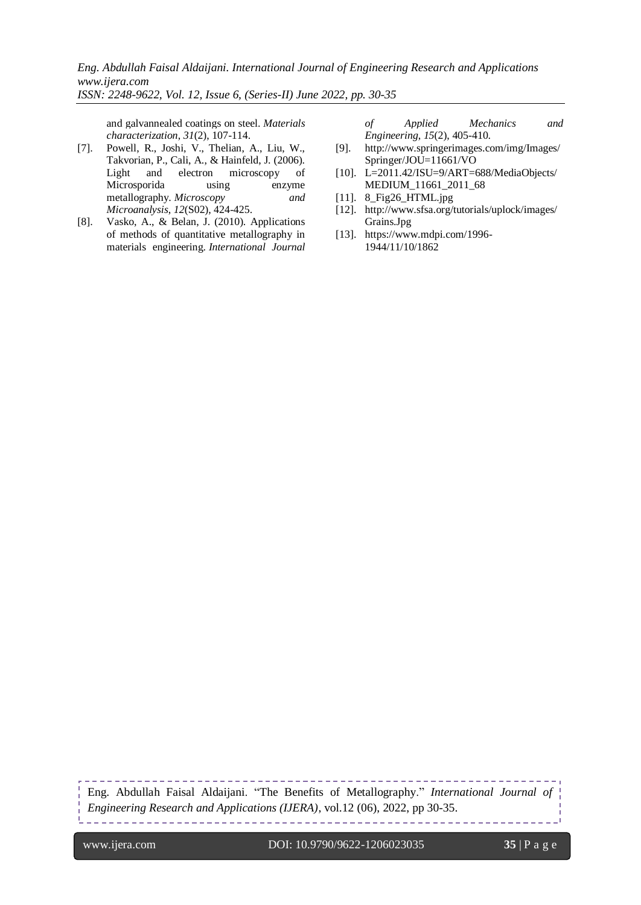and galvannealed coatings on steel. *Materials characterization*, *31*(2), 107-114.

[7]. Powell, R., Joshi, V., Thelian, A., Liu, W., Takvorian, P., Cali, A., & Hainfeld, J. (2006). Light and electron microscopy of Microsporida using enzyme metallography. *Microscopy and Microanalysis*, *12*(S02), 424-425.

[8]. Vasko, A., & Belan, J. (2010). Applications of methods of quantitative metallography in materials engineering. *International Journal of Applied Mechanics and Engineering*, *15*(2), 405-410.

[9]. http://www.springerimages.com/img/Images/Springer/JOU=11661/VO

[10]. L=2011.42/ISU=9/ART=688/MediaObjects/MEDIUM_11661_2011_68

[11]. 8_Fig26_HTML.jpg

[12]. http://www.sfsa.org/tutorials/uplock/images/Grains.Jpg

[13]. https://www.mdpi.com/1996-1944/11/10/1862

Eng. Abdullah Faisal Aldaijani. "The Benefits of Metallography." *International Journal of Engineering Research and Applications (IJERA)*, vol.12 (06), 2022, pp 30-35.